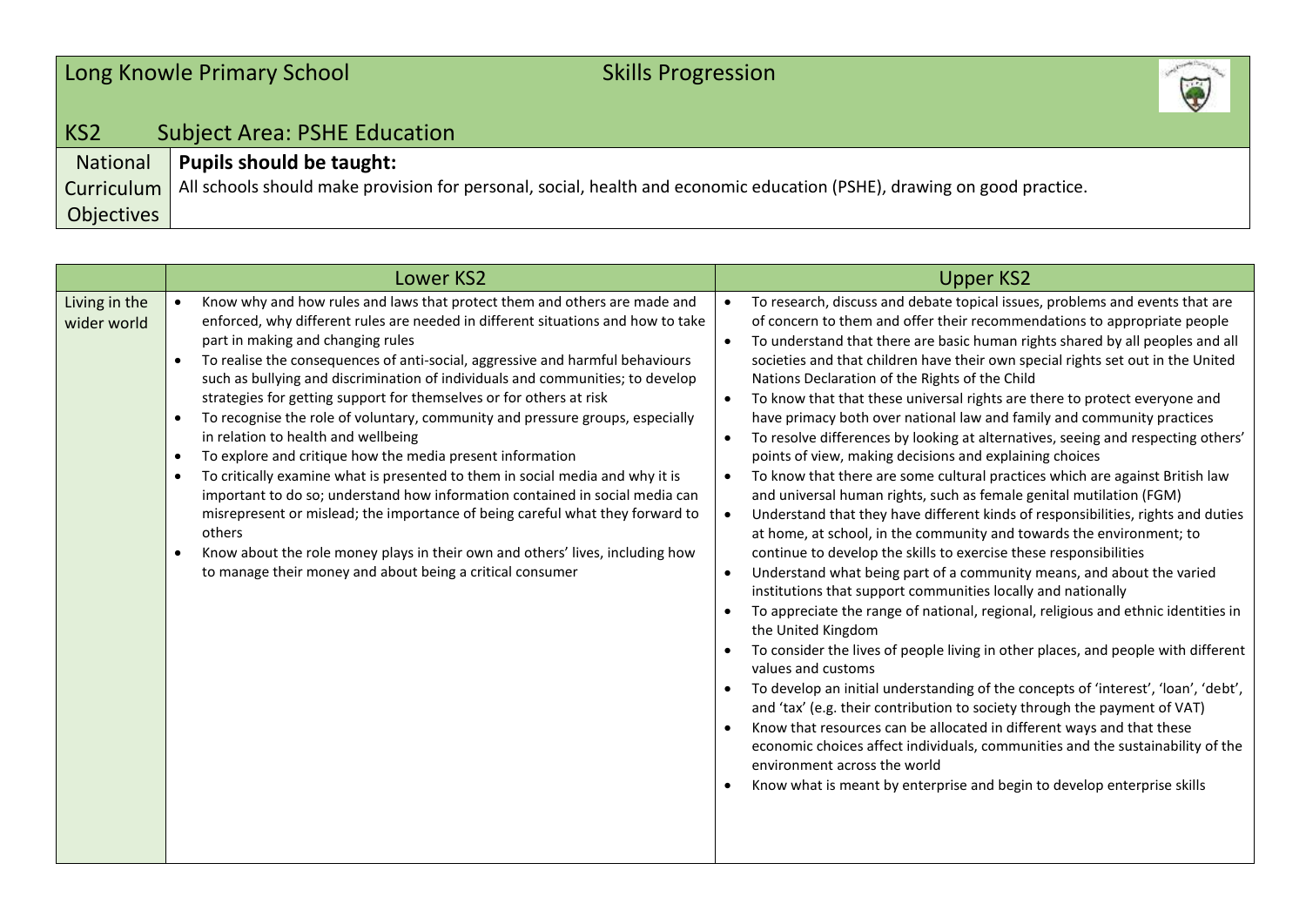| Long Knowle Primary School | Skills Progression |
|---|---|
| **KS2** | **Subject Area: PSHE Education** |
| National Curriculum Objectives | **Pupils should be taught:**<br>All schools should make provision for personal, social, health and economic education (PSHE), drawing on good practice. |

| | Lower KS2 | Upper KS2 |
|---|---|---|
| Living in the wider world | • Know why and how rules and laws that protect them and others are made and enforced, why different rules are needed in different situations and how to take part in making and changing rules<br>• To realise the consequences of anti-social, aggressive and harmful behaviours such as bullying and discrimination of individuals and communities; to develop strategies for getting support for themselves or for others at risk<br>• To recognise the role of voluntary, community and pressure groups, especially in relation to health and wellbeing<br>• To explore and critique how the media present information<br>• To critically examine what is presented to them in social media and why it is important to do so; understand how information contained in social media can misrepresent or mislead; the importance of being careful what they forward to others<br>• Know about the role money plays in their own and others' lives, including how to manage their money and about being a critical consumer | • To research, discuss and debate topical issues, problems and events that are of concern to them and offer their recommendations to appropriate people<br>• To understand that there are basic human rights shared by all peoples and all societies and that children have their own special rights set out in the United Nations Declaration of the Rights of the Child<br>• To know that that these universal rights are there to protect everyone and have primacy both over national law and family and community practices<br>• To resolve differences by looking at alternatives, seeing and respecting others' points of view, making decisions and explaining choices<br>• To know that there are some cultural practices which are against British law and universal human rights, such as female genital mutilation (FGM)<br>• Understand that they have different kinds of responsibilities, rights and duties at home, at school, in the community and towards the environment; to continue to develop the skills to exercise these responsibilities<br>• Understand what being part of a community means, and about the varied institutions that support communities locally and nationally<br>• To appreciate the range of national, regional, religious and ethnic identities in the United Kingdom<br>• To consider the lives of people living in other places, and people with different values and customs<br>• To develop an initial understanding of the concepts of 'interest', 'loan', 'debt', and 'tax' (e.g. their contribution to society through the payment of VAT)<br>• Know that resources can be allocated in different ways and that these economic choices affect individuals, communities and the sustainability of the environment across the world<br>• Know what is meant by enterprise and begin to develop enterprise skills |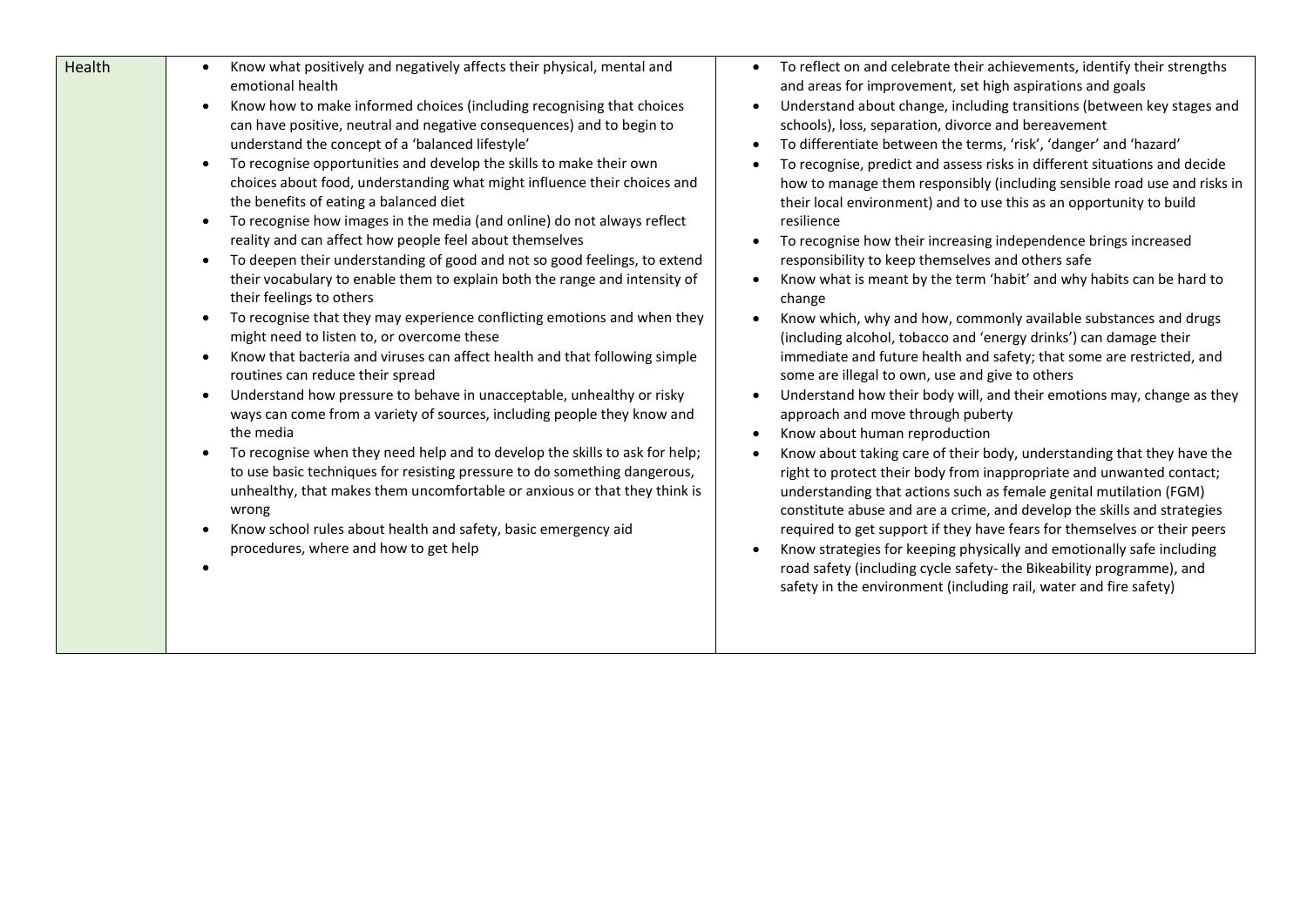| Health | • Know what positively and negatively affects their physical, mental and emotional health<br>• Know how to make informed choices (including recognising that choices can have positive, neutral and negative consequences) and to begin to understand the concept of a 'balanced lifestyle'<br>• To recognise opportunities and develop the skills to make their own choices about food, understanding what might influence their choices and the benefits of eating a balanced diet<br>• To recognise how images in the media (and online) do not always reflect reality and can affect how people feel about themselves<br>• To deepen their understanding of good and not so good feelings, to extend their vocabulary to enable them to explain both the range and intensity of their feelings to others<br>• To recognise that they may experience conflicting emotions and when they might need to listen to, or overcome these<br>• Know that bacteria and viruses can affect health and that following simple routines can reduce their spread<br>• Understand how pressure to behave in unacceptable, unhealthy or risky ways can come from a variety of sources, including people they know and the media<br>• To recognise when they need help and to develop the skills to ask for help; to use basic techniques for resisting pressure to do something dangerous, unhealthy, that makes them uncomfortable or anxious or that they think is wrong<br>• Know school rules about health and safety, basic emergency aid procedures, where and how to get help<br>• | • To reflect on and celebrate their achievements, identify their strengths and areas for improvement, set high aspirations and goals<br>• Understand about change, including transitions (between key stages and schools), loss, separation, divorce and bereavement<br>• To differentiate between the terms, 'risk', 'danger' and 'hazard'<br>• To recognise, predict and assess risks in different situations and decide how to manage them responsibly (including sensible road use and risks in their local environment) and to use this as an opportunity to build resilience<br>• To recognise how their increasing independence brings increased responsibility to keep themselves and others safe<br>• Know what is meant by the term 'habit' and why habits can be hard to change<br>• Know which, why and how, commonly available substances and drugs (including alcohol, tobacco and 'energy drinks') can damage their immediate and future health and safety; that some are restricted, and some are illegal to own, use and give to others<br>• Understand how their body will, and their emotions may, change as they approach and move through puberty<br>• Know about human reproduction<br>• Know about taking care of their body, understanding that they have the right to protect their body from inappropriate and unwanted contact; understanding that actions such as female genital mutilation (FGM) constitute abuse and are a crime, and develop the skills and strategies required to get support if they have fears for themselves or their peers<br>• Know strategies for keeping physically and emotionally safe including road safety (including cycle safety- the Bikeability programme), and safety in the environment (including rail, water and fire safety) |
|---|---|---|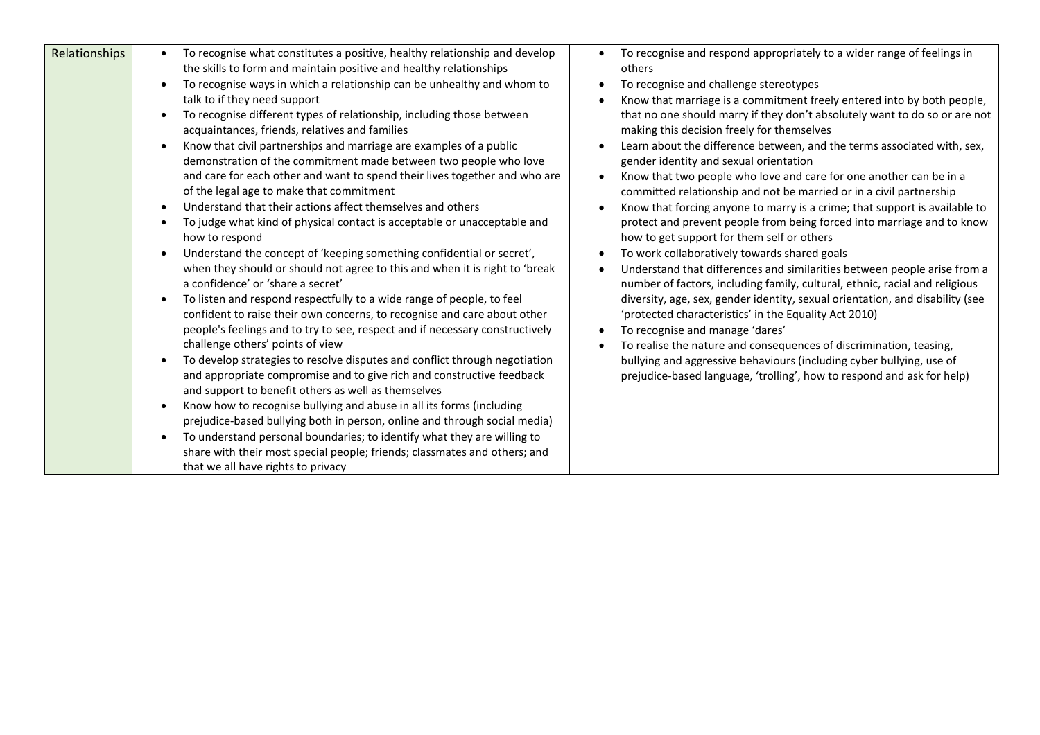| | | |
|---|---|---|
| Relationships | • To recognise what constitutes a positive, healthy relationship and develop the skills to form and maintain positive and healthy relationships<br>• To recognise ways in which a relationship can be unhealthy and whom to talk to if they need support<br>• To recognise different types of relationship, including those between acquaintances, friends, relatives and families<br>• Know that civil partnerships and marriage are examples of a public demonstration of the commitment made between two people who love and care for each other and want to spend their lives together and who are of the legal age to make that commitment<br>• Understand that their actions affect themselves and others<br>• To judge what kind of physical contact is acceptable or unacceptable and how to respond<br>• Understand the concept of 'keeping something confidential or secret', when they should or should not agree to this and when it is right to 'break a confidence' or 'share a secret'<br>• To listen and respond respectfully to a wide range of people, to feel confident to raise their own concerns, to recognise and care about other people's feelings and to try to see, respect and if necessary constructively challenge others' points of view<br>• To develop strategies to resolve disputes and conflict through negotiation and appropriate compromise and to give rich and constructive feedback and support to benefit others as well as themselves<br>• Know how to recognise bullying and abuse in all its forms (including prejudice-based bullying both in person, online and through social media)<br>• To understand personal boundaries; to identify what they are willing to share with their most special people; friends; classmates and others; and that we all have rights to privacy | • To recognise and respond appropriately to a wider range of feelings in others<br>• To recognise and challenge stereotypes<br>• Know that marriage is a commitment freely entered into by both people, that no one should marry if they don't absolutely want to do so or are not making this decision freely for themselves<br>• Learn about the difference between, and the terms associated with, sex, gender identity and sexual orientation<br>• Know that two people who love and care for one another can be in a committed relationship and not be married or in a civil partnership<br>• Know that forcing anyone to marry is a crime; that support is available to protect and prevent people from being forced into marriage and to know how to get support for them self or others<br>• To work collaboratively towards shared goals<br>• Understand that differences and similarities between people arise from a number of factors, including family, cultural, ethnic, racial and religious diversity, age, sex, gender identity, sexual orientation, and disability (see 'protected characteristics' in the Equality Act 2010)<br>• To recognise and manage 'dares'<br>• To realise the nature and consequences of discrimination, teasing, bullying and aggressive behaviours (including cyber bullying, use of prejudice-based language, 'trolling', how to respond and ask for help) |